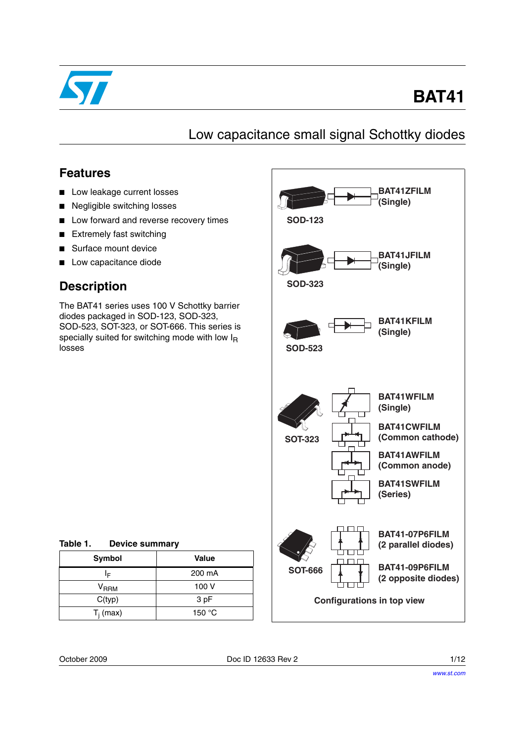# BAT41

## Low capacitance small signal Schottky diodes

## Features

- Low leakage current losses
- Negligible switching losses
- Low forward and reverse recovery times
- Extremely fast switching
- Surface mount device
- Low capacitance diode

## Description

The BAT41 series uses 100 V Schottky barrier diodes packaged in SOD-123, SOD-323, SOD-523, SOT-323, or SOT-666. This series is specially suited for switching mode with low $I_R$ losses

SOD-123 — **BAT41ZFILM (Single)**

SOD-323 — **BAT41JFILM (Single)**

SOD-523 — **BAT41KFILM (Single)**

SOT-323 — **BAT41WFILM (Single)**, **BAT41CWFILM (Common cathode)**, **BAT41AWFILM (Common anode)**, **BAT41SWFILM (Series)**

SOT-666 — **BAT41-07P6FILM (2 parallel diodes)**, **BAT41-09P6FILM (2 opposite diodes)**

**Configurations in top view**

**Table 1. Device summary**

| Symbol | Value |
|---|---|
| $I_F$ | 200 mA |
| $V_{RRM}$ | 100 V |
| C(typ) | 3 pF |
| $T_j$ (max) | 150 °C |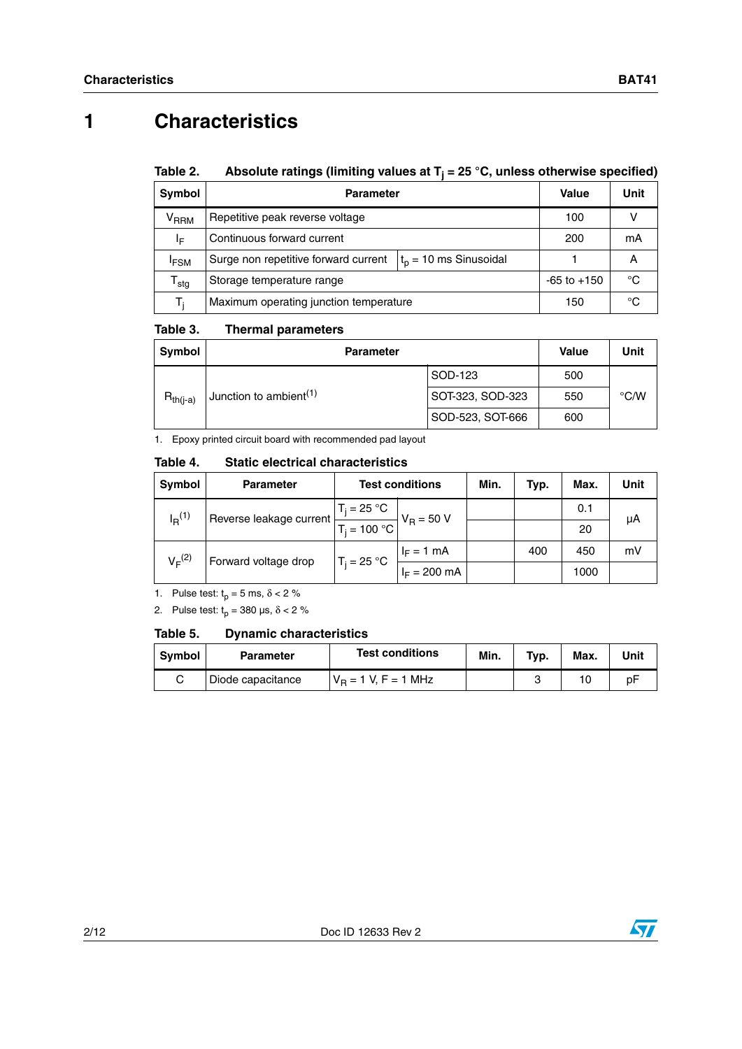# 1 Characteristics

**Table 2. Absolute ratings (limiting values at $T_j$ = 25 °C, unless otherwise specified)**

| Symbol | Parameter | | Value | Unit |
|---|---|---|---|---|
| $V_{RRM}$ | Repetitive peak reverse voltage | | 100 | V |
| $I_F$ | Continuous forward current | | 200 | mA |
| $I_{FSM}$ | Surge non repetitive forward current | $t_p$ = 10 ms Sinusoidal | 1 | A |
| $T_{stg}$ | Storage temperature range | | -65 to +150 | °C |
| $T_j$ | Maximum operating junction temperature | | 150 | °C |

**Table 3. Thermal parameters**

| Symbol | Parameter | | Value | Unit |
|---|---|---|---|---|
| $R_{th(j-a)}$ | Junction to ambient[1] | SOD-123 | 500 | °C/W |
| | | SOT-323, SOD-323 | 550 | |
| | | SOD-523, SOT-666 | 600 | |

1. Epoxy printed circuit board with recommended pad layout

**Table 4. Static electrical characteristics**

| Symbol | Parameter | Test conditions | | Min. | Typ. | Max. | Unit |
|---|---|---|---|---|---|---|---|
| $I_R$[1] | Reverse leakage current | $T_j$ = 25 °C | $V_R$ = 50 V | | | 0.1 | µA |
| | | $T_j$ = 100 °C | | | | 20 | |
| $V_F$[2] | Forward voltage drop | $T_j$ = 25 °C | $I_F$ = 1 mA | | 400 | 450 | mV |
| | | | $I_F$ = 200 mA | | | 1000 | |

1. Pulse test: $t_p$ = 5 ms, $\delta$ < 2 %
2. Pulse test: $t_p$ = 380 µs, $\delta$ < 2 %

**Table 5. Dynamic characteristics**

| Symbol | Parameter | Test conditions | Min. | Typ. | Max. | Unit |
|---|---|---|---|---|---|---|
| C | Diode capacitance | $V_R$ = 1 V, F = 1 MHz | | 3 | 10 | pF |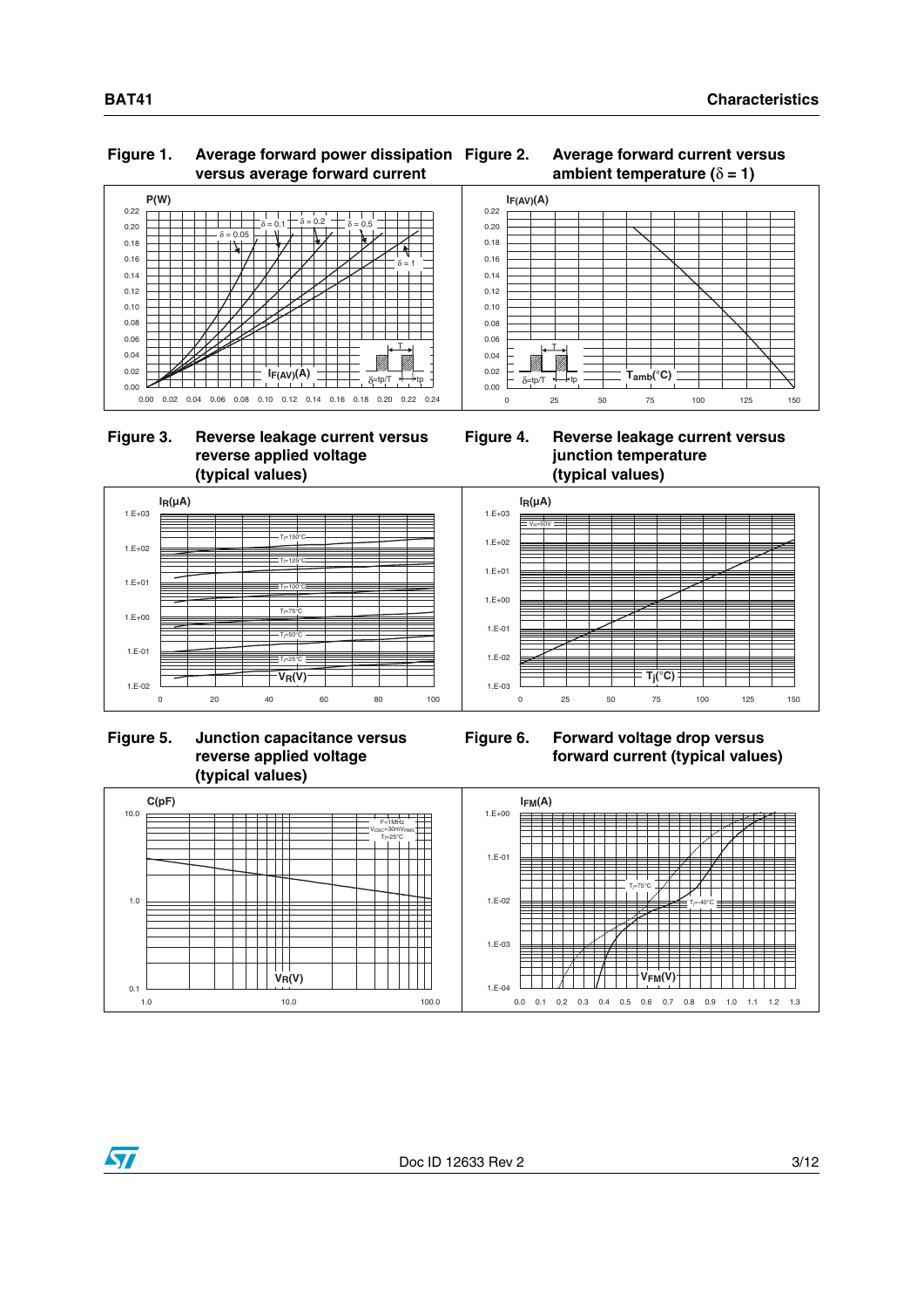**Figure 1. Average forward power dissipation versus average forward current**

**Figure 2. Average forward current versus ambient temperature ($\delta$ = 1)**

**Figure 3. Reverse leakage current versus reverse applied voltage (typical values)**

**Figure 4. Reverse leakage current versus junction temperature (typical values)**

**Figure 5. Junction capacitance versus reverse applied voltage (typical values)**

**Figure 6. Forward voltage drop versus forward current (typical values)**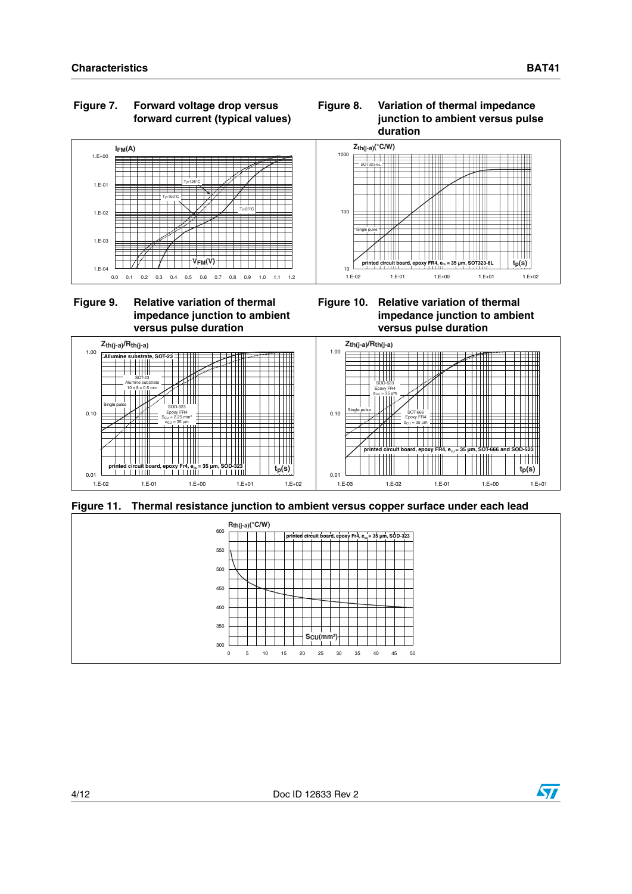Figure 7. Forward voltage drop versus forward current (typical values)

Figure 8. Variation of thermal impedance junction to ambient versus pulse duration

Figure 9. Relative variation of thermal impedance junction to ambient versus pulse duration

Figure 10. Relative variation of thermal impedance junction to ambient versus pulse duration

Figure 11. Thermal resistance junction to ambient versus copper surface under each lead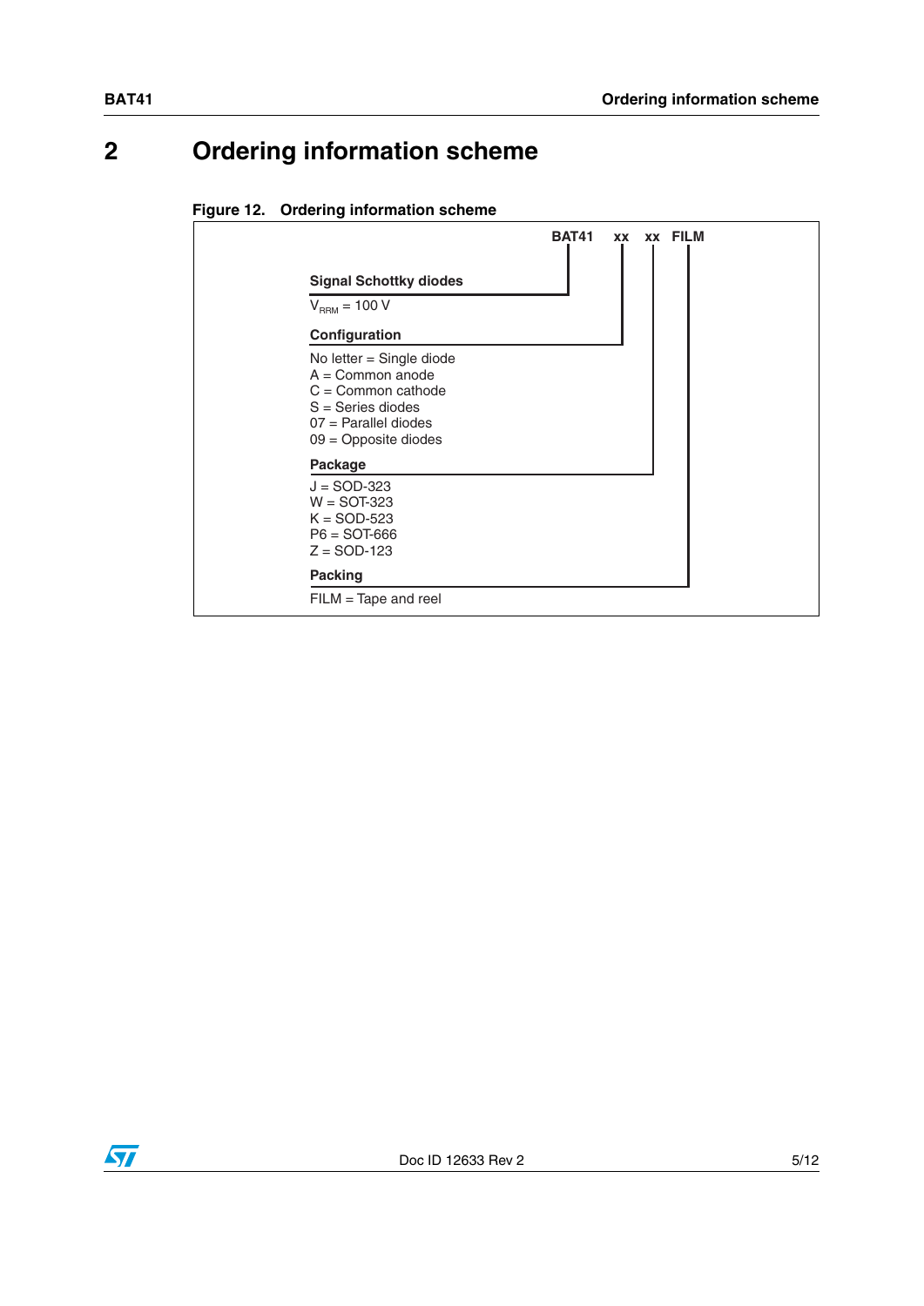# 2 Ordering information scheme

**Figure 12. Ordering information scheme**

**BAT41 xx xx FILM**

**Signal Schottky diodes**

$V_{RRM}$ = 100 V

**Configuration**

No letter = Single diode
A = Common anode
C = Common cathode
S = Series diodes
07 = Parallel diodes
09 = Opposite diodes

**Package**

J = SOD-323
W = SOT-323
K = SOD-523
P6 = SOT-666
Z = SOD-123

**Packing**

FILM = Tape and reel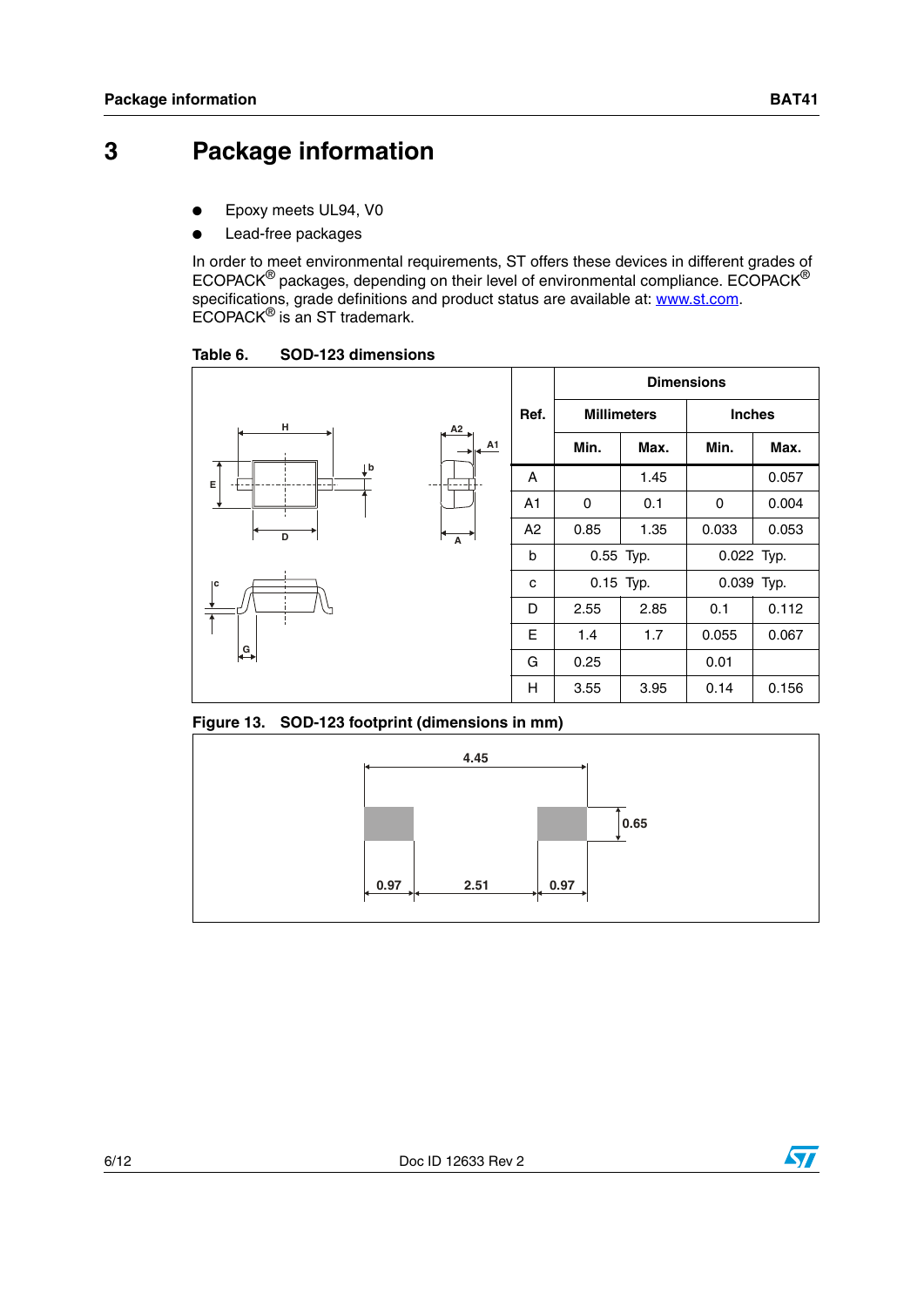# 3 Package information

- Epoxy meets UL94, V0
- Lead-free packages

In order to meet environmental requirements, ST offers these devices in different grades of ECOPACK® packages, depending on their level of environmental compliance. ECOPACK® specifications, grade definitions and product status are available at: www.st.com. ECOPACK® is an ST trademark.

**Table 6. SOD-123 dimensions**

| Ref. | Dimensions | | | |
|---|---|---|---|---|
| | Millimeters | | Inches | |
| | Min. | Max. | Min. | Max. |
| A | | 1.45 | | 0.057 |
| A1 | 0 | 0.1 | 0 | 0.004 |
| A2 | 0.85 | 1.35 | 0.033 | 0.053 |
| b | 0.55 Typ. | | 0.022 Typ. | |
| c | 0.15 Typ. | | 0.039 Typ. | |
| D | 2.55 | 2.85 | 0.1 | 0.112 |
| E | 1.4 | 1.7 | 0.055 | 0.067 |
| G | 0.25 | | 0.01 | |
| H | 3.55 | 3.95 | 0.14 | 0.156 |

**Figure 13. SOD-123 footprint (dimensions in mm)**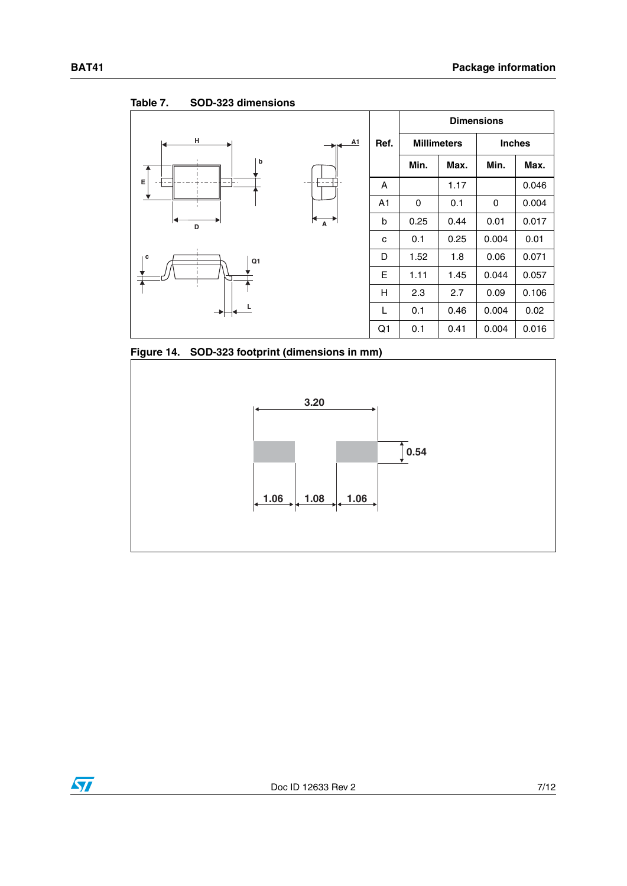Table 7. SOD-323 dimensions

| Ref. | Dimensions | | | |
|---|---|---|---|---|
| | Millimeters | | Inches | |
| | Min. | Max. | Min. | Max. |
| A | | 1.17 | | 0.046 |
| A1 | 0 | 0.1 | 0 | 0.004 |
| b | 0.25 | 0.44 | 0.01 | 0.017 |
| c | 0.1 | 0.25 | 0.004 | 0.01 |
| D | 1.52 | 1.8 | 0.06 | 0.071 |
| E | 1.11 | 1.45 | 0.044 | 0.057 |
| H | 2.3 | 2.7 | 0.09 | 0.106 |
| L | 0.1 | 0.46 | 0.004 | 0.02 |
| Q1 | 0.1 | 0.41 | 0.004 | 0.016 |

Figure 14. SOD-323 footprint (dimensions in mm)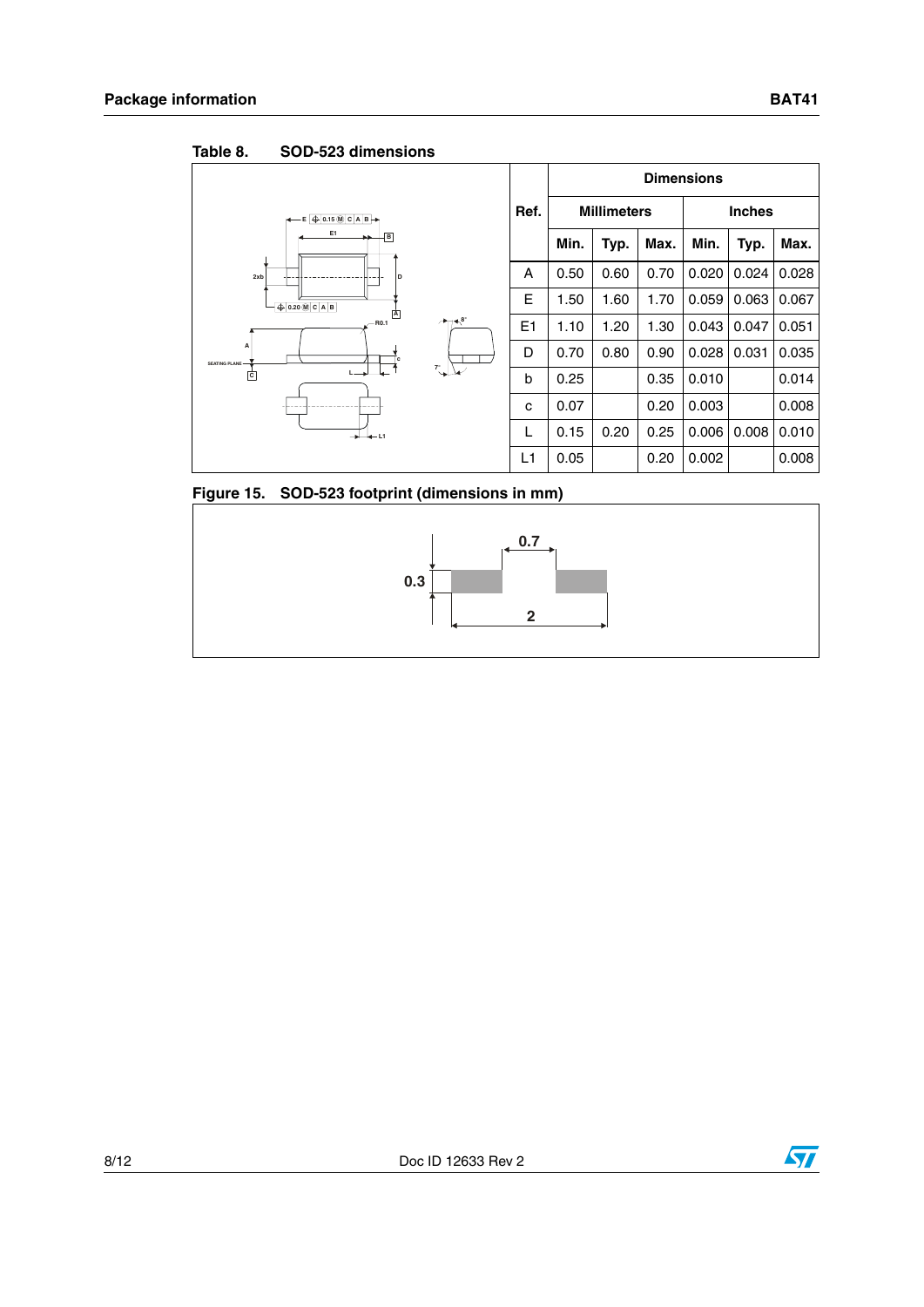Table 8. SOD-523 dimensions

| Ref. | Dimensions | | | | | |
|---|---|---|---|---|---|---|
| | Millimeters | | | Inches | | |
| | Min. | Typ. | Max. | Min. | Typ. | Max. |
| A | 0.50 | 0.60 | 0.70 | 0.020 | 0.024 | 0.028 |
| E | 1.50 | 1.60 | 1.70 | 0.059 | 0.063 | 0.067 |
| E1 | 1.10 | 1.20 | 1.30 | 0.043 | 0.047 | 0.051 |
| D | 0.70 | 0.80 | 0.90 | 0.028 | 0.031 | 0.035 |
| b | 0.25 | | 0.35 | 0.010 | | 0.014 |
| c | 0.07 | | 0.20 | 0.003 | | 0.008 |
| L | 0.15 | 0.20 | 0.25 | 0.006 | 0.008 | 0.010 |
| L1 | 0.05 | | 0.20 | 0.002 | | 0.008 |

Figure 15. SOD-523 footprint (dimensions in mm)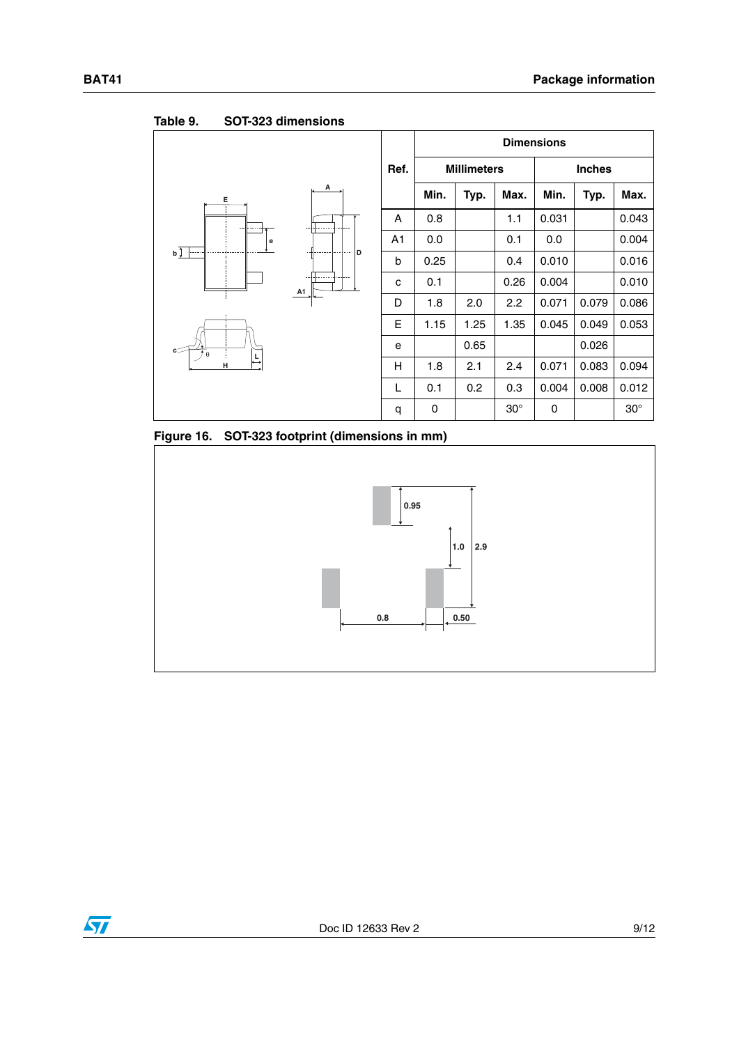Table 9. SOT-323 dimensions

| Ref. | Dimensions | | | | | |
|---|---|---|---|---|---|---|
| | Millimeters | | | Inches | | |
| | Min. | Typ. | Max. | Min. | Typ. | Max. |
| A | 0.8 | | 1.1 | 0.031 | | 0.043 |
| A1 | 0.0 | | 0.1 | 0.0 | | 0.004 |
| b | 0.25 | | 0.4 | 0.010 | | 0.016 |
| c | 0.1 | | 0.26 | 0.004 | | 0.010 |
| D | 1.8 | 2.0 | 2.2 | 0.071 | 0.079 | 0.086 |
| E | 1.15 | 1.25 | 1.35 | 0.045 | 0.049 | 0.053 |
| e | | 0.65 | | | 0.026 | |
| H | 1.8 | 2.1 | 2.4 | 0.071 | 0.083 | 0.094 |
| L | 0.1 | 0.2 | 0.3 | 0.004 | 0.008 | 0.012 |
| q | 0 | | 30° | 0 | | 30° |

Figure 16. SOT-323 footprint (dimensions in mm)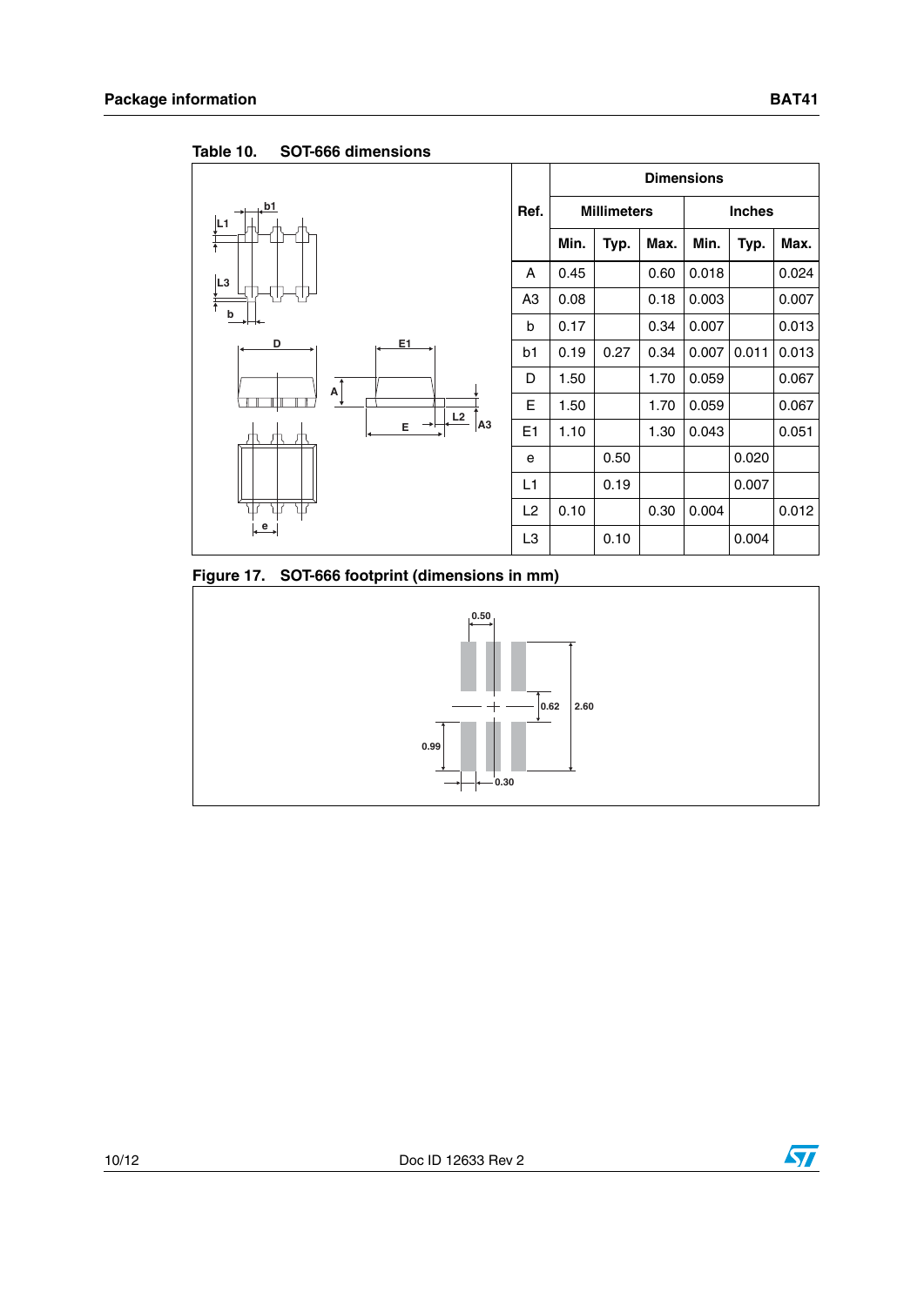Table 10. SOT-666 dimensions

| Ref. | Dimensions | | | | | |
|---|---|---|---|---|---|---|
| | Millimeters | | | Inches | | |
| | Min. | Typ. | Max. | Min. | Typ. | Max. |
| A | 0.45 | | 0.60 | 0.018 | | 0.024 |
| A3 | 0.08 | | 0.18 | 0.003 | | 0.007 |
| b | 0.17 | | 0.34 | 0.007 | | 0.013 |
| b1 | 0.19 | 0.27 | 0.34 | 0.007 | 0.011 | 0.013 |
| D | 1.50 | | 1.70 | 0.059 | | 0.067 |
| E | 1.50 | | 1.70 | 0.059 | | 0.067 |
| E1 | 1.10 | | 1.30 | 0.043 | | 0.051 |
| e | | 0.50 | | | 0.020 | |
| L1 | | 0.19 | | | 0.007 | |
| L2 | 0.10 | | 0.30 | 0.004 | | 0.012 |
| L3 | | 0.10 | | | 0.004 | |

Figure 17. SOT-666 footprint (dimensions in mm)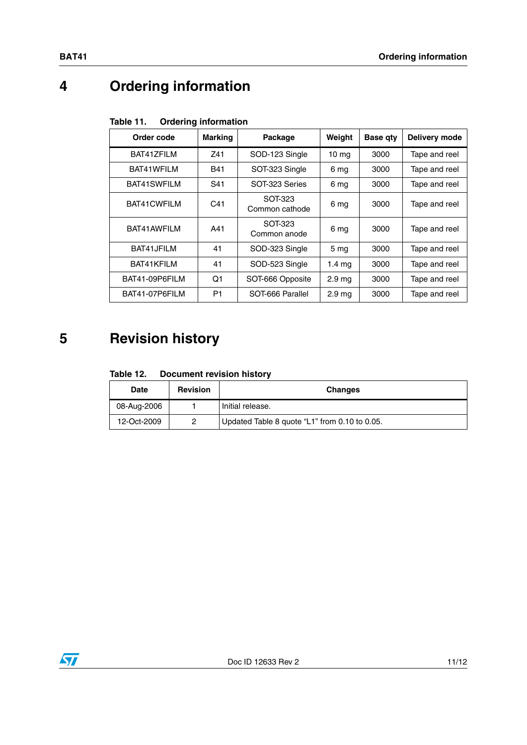# 4 Ordering information

**Table 11. Ordering information**

| Order code | Marking | Package | Weight | Base qty | Delivery mode |
|---|---|---|---|---|---|
| BAT41ZFILM | Z41 | SOD-123 Single | 10 mg | 3000 | Tape and reel |
| BAT41WFILM | B41 | SOT-323 Single | 6 mg | 3000 | Tape and reel |
| BAT41SWFILM | S41 | SOT-323 Series | 6 mg | 3000 | Tape and reel |
| BAT41CWFILM | C41 | SOT-323 Common cathode | 6 mg | 3000 | Tape and reel |
| BAT41AWFILM | A41 | SOT-323 Common anode | 6 mg | 3000 | Tape and reel |
| BAT41JFILM | 41 | SOD-323 Single | 5 mg | 3000 | Tape and reel |
| BAT41KFILM | 41 | SOD-523 Single | 1.4 mg | 3000 | Tape and reel |
| BAT41-09P6FILM | Q1 | SOT-666 Opposite | 2.9 mg | 3000 | Tape and reel |
| BAT41-07P6FILM | P1 | SOT-666 Parallel | 2.9 mg | 3000 | Tape and reel |

# 5 Revision history

**Table 12. Document revision history**

| Date | Revision | Changes |
|---|---|---|
| 08-Aug-2006 | 1 | Initial release. |
| 12-Oct-2009 | 2 | Updated Table 8 quote “L1” from 0.10 to 0.05. |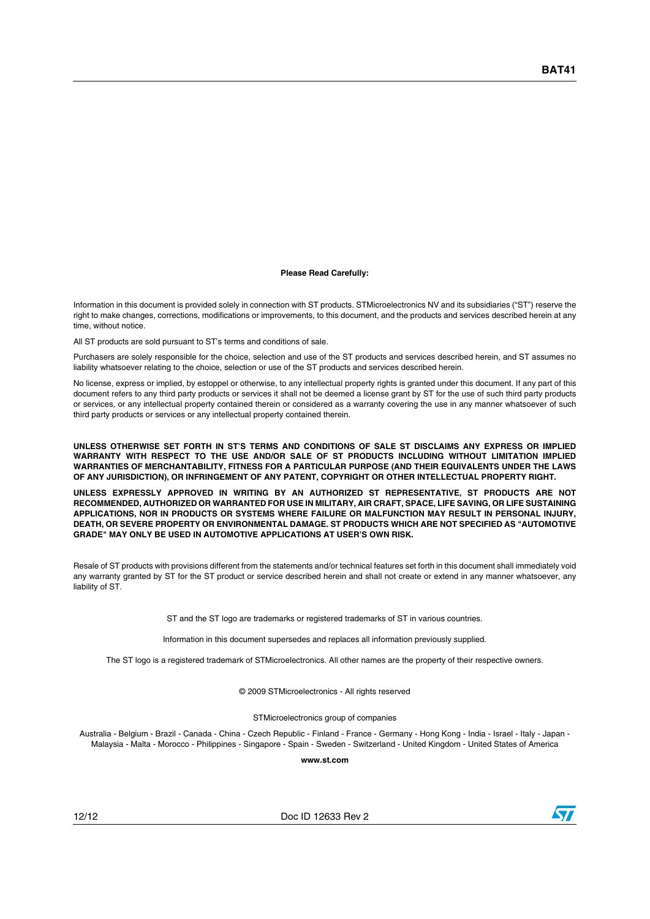**Please Read Carefully:**

Information in this document is provided solely in connection with ST products. STMicroelectronics NV and its subsidiaries ("ST") reserve the right to make changes, corrections, modifications or improvements, to this document, and the products and services described herein at any time, without notice.

All ST products are sold pursuant to ST's terms and conditions of sale.

Purchasers are solely responsible for the choice, selection and use of the ST products and services described herein, and ST assumes no liability whatsoever relating to the choice, selection or use of the ST products and services described herein.

No license, express or implied, by estoppel or otherwise, to any intellectual property rights is granted under this document. If any part of this document refers to any third party products or services it shall not be deemed a license grant by ST for the use of such third party products or services, or any intellectual property contained therein or considered as a warranty covering the use in any manner whatsoever of such third party products or services or any intellectual property contained therein.

**UNLESS OTHERWISE SET FORTH IN ST'S TERMS AND CONDITIONS OF SALE ST DISCLAIMS ANY EXPRESS OR IMPLIED WARRANTY WITH RESPECT TO THE USE AND/OR SALE OF ST PRODUCTS INCLUDING WITHOUT LIMITATION IMPLIED WARRANTIES OF MERCHANTABILITY, FITNESS FOR A PARTICULAR PURPOSE (AND THEIR EQUIVALENTS UNDER THE LAWS OF ANY JURISDICTION), OR INFRINGEMENT OF ANY PATENT, COPYRIGHT OR OTHER INTELLECTUAL PROPERTY RIGHT.**

**UNLESS EXPRESSLY APPROVED IN WRITING BY AN AUTHORIZED ST REPRESENTATIVE, ST PRODUCTS ARE NOT RECOMMENDED, AUTHORIZED OR WARRANTED FOR USE IN MILITARY, AIR CRAFT, SPACE, LIFE SAVING, OR LIFE SUSTAINING APPLICATIONS, NOR IN PRODUCTS OR SYSTEMS WHERE FAILURE OR MALFUNCTION MAY RESULT IN PERSONAL INJURY, DEATH, OR SEVERE PROPERTY OR ENVIRONMENTAL DAMAGE. ST PRODUCTS WHICH ARE NOT SPECIFIED AS "AUTOMOTIVE GRADE" MAY ONLY BE USED IN AUTOMOTIVE APPLICATIONS AT USER'S OWN RISK.**

Resale of ST products with provisions different from the statements and/or technical features set forth in this document shall immediately void any warranty granted by ST for the ST product or service described herein and shall not create or extend in any manner whatsoever, any liability of ST.

ST and the ST logo are trademarks or registered trademarks of ST in various countries.

Information in this document supersedes and replaces all information previously supplied.

The ST logo is a registered trademark of STMicroelectronics. All other names are the property of their respective owners.

© 2009 STMicroelectronics - All rights reserved

STMicroelectronics group of companies

Australia - Belgium - Brazil - Canada - China - Czech Republic - Finland - France - Germany - Hong Kong - India - Israel - Italy - Japan - Malaysia - Malta - Morocco - Philippines - Singapore - Spain - Sweden - Switzerland - United Kingdom - United States of America

**www.st.com**